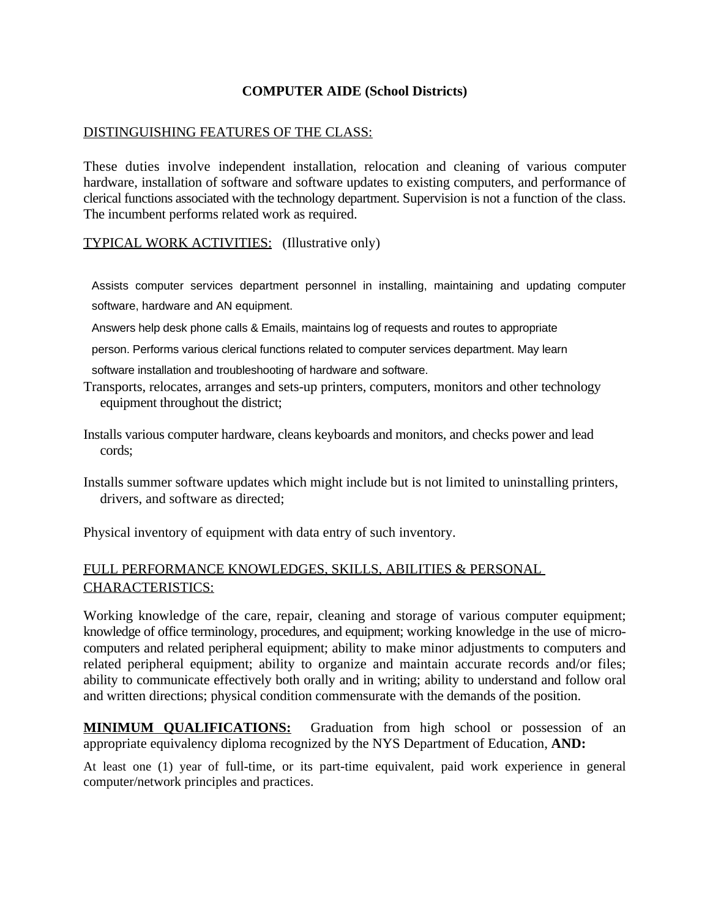# COMPUTER AIDE (School Districts)

DISTINGUISHING FEATURES OF THE CLASS:

These duties involve independent installation, relocation and cleaning of various computer hardware, installation of software and software updates to existing computers, and performance of clerical functions associated with the technology department. Supervision is not a function of the class. The incumbent performs related work as required.

TYPICAL WORK ACTIVITIES: (Illustrative only)

Assists computer services department personnel in installing, maintaining and updating computer software, hardware and AN equipment.

Answers help desk phone calls & Emails, maintains log of requests and routes to appropriate person. Performs various clerical functions related to computer services department. May learn software installation and troubleshooting of hardware and software.

Transports, relocates, arranges and sets-up printers, computers, monitors and other technology equipment throughout the district;

Installs various computer hardware, cleans keyboards and monitors, and checks power and lead cords;

Installs summer software updates which might include but is not limited to uninstalling printers, drivers, and software as directed;

Physical inventory of equipment with data entry of such inventory.

FULL PERFORMANCE KNOWLEDGES, SKILLS, ABILITIES & PERSONAL CHARACTERISTICS:

Working knowledge of the care, repair, cleaning and storage of various computer equipment; knowledge of office terminology, procedures, and equipment; working knowledge in the use of micro-computers and related peripheral equipment; ability to make minor adjustments to computers and related peripheral equipment; ability to organize and maintain accurate records and/or files; ability to communicate effectively both orally and in writing; ability to understand and follow oral and written directions; physical condition commensurate with the demands of the position.

**MINIMUM QUALIFICATIONS:** Graduation from high school or possession of an appropriate equivalency diploma recognized by the NYS Department of Education, **AND:**

At least one (1) year of full-time, or its part-time equivalent, paid work experience in general computer/network principles and practices.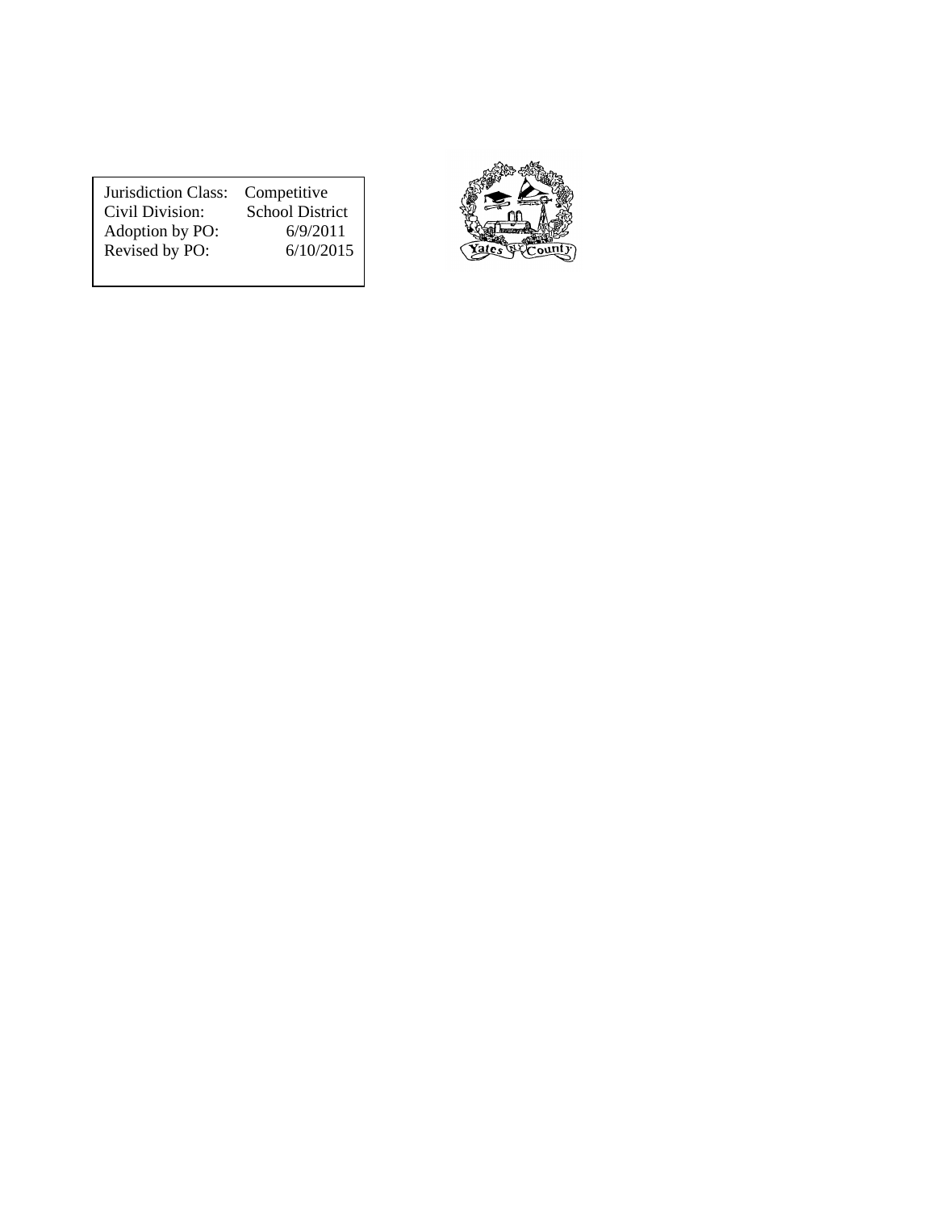| | |
|---|---|
| Jurisdiction Class: | Competitive |
| Civil Division: | School District |
| Adoption by PO: | 6/9/2011 |
| Revised by PO: | 6/10/2015 |